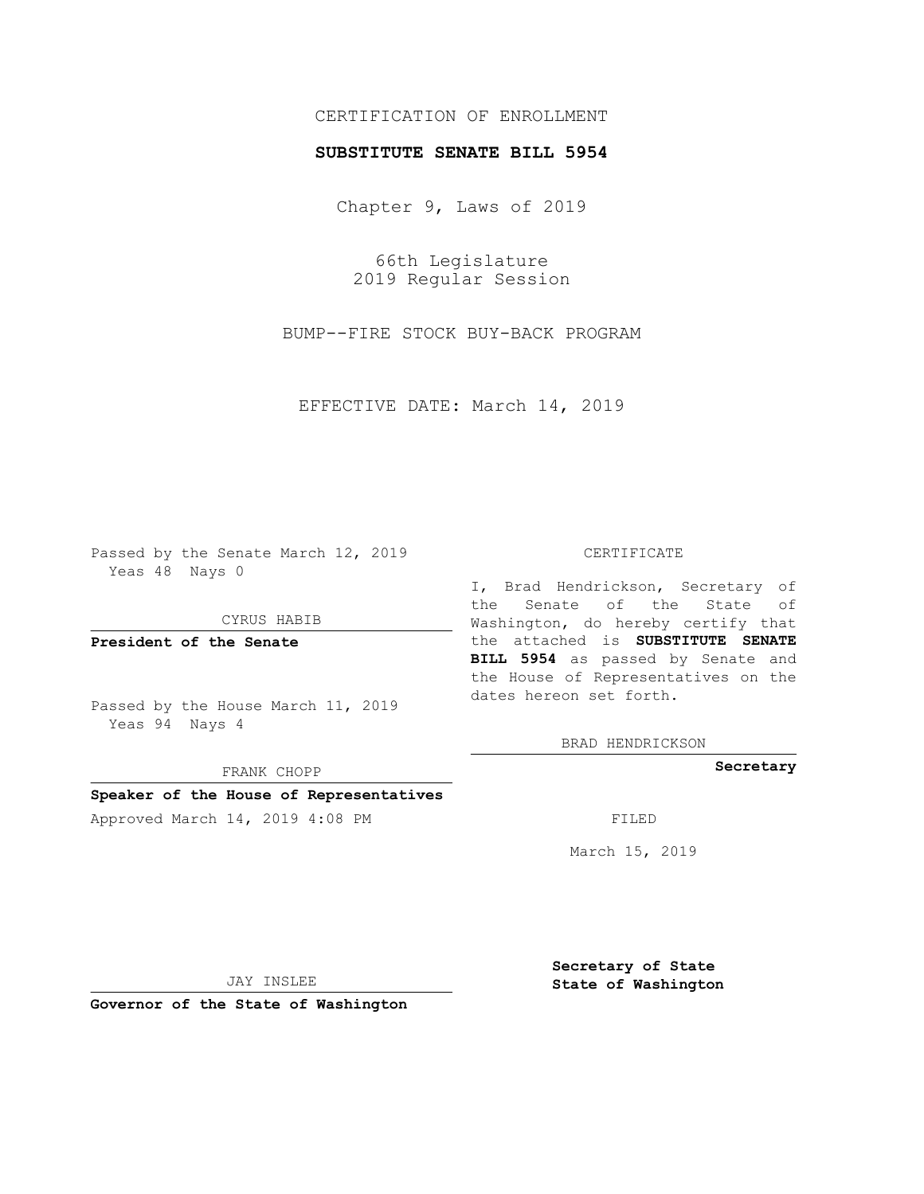CERTIFICATION OF ENROLLMENT

**SUBSTITUTE SENATE BILL 5954**

Chapter 9, Laws of 2019

66th Legislature
2019 Regular Session

BUMP--FIRE STOCK BUY-BACK PROGRAM

EFFECTIVE DATE: March 14, 2019

Passed by the Senate March 12, 2019
Yeas 48 Nays 0

CYRUS HABIB

**President of the Senate**

Passed by the House March 11, 2019
Yeas 94 Nays 4

FRANK CHOPP

**Speaker of the House of Representatives**

Approved March 14, 2019 4:08 PM

JAY INSLEE

**Governor of the State of Washington**

CERTIFICATE

I, Brad Hendrickson, Secretary of the Senate of the State of Washington, do hereby certify that the attached is **SUBSTITUTE SENATE BILL 5954** as passed by Senate and the House of Representatives on the dates hereon set forth.

BRAD HENDRICKSON

**Secretary**

FILED

March 15, 2019

**Secretary of State**
**State of Washington**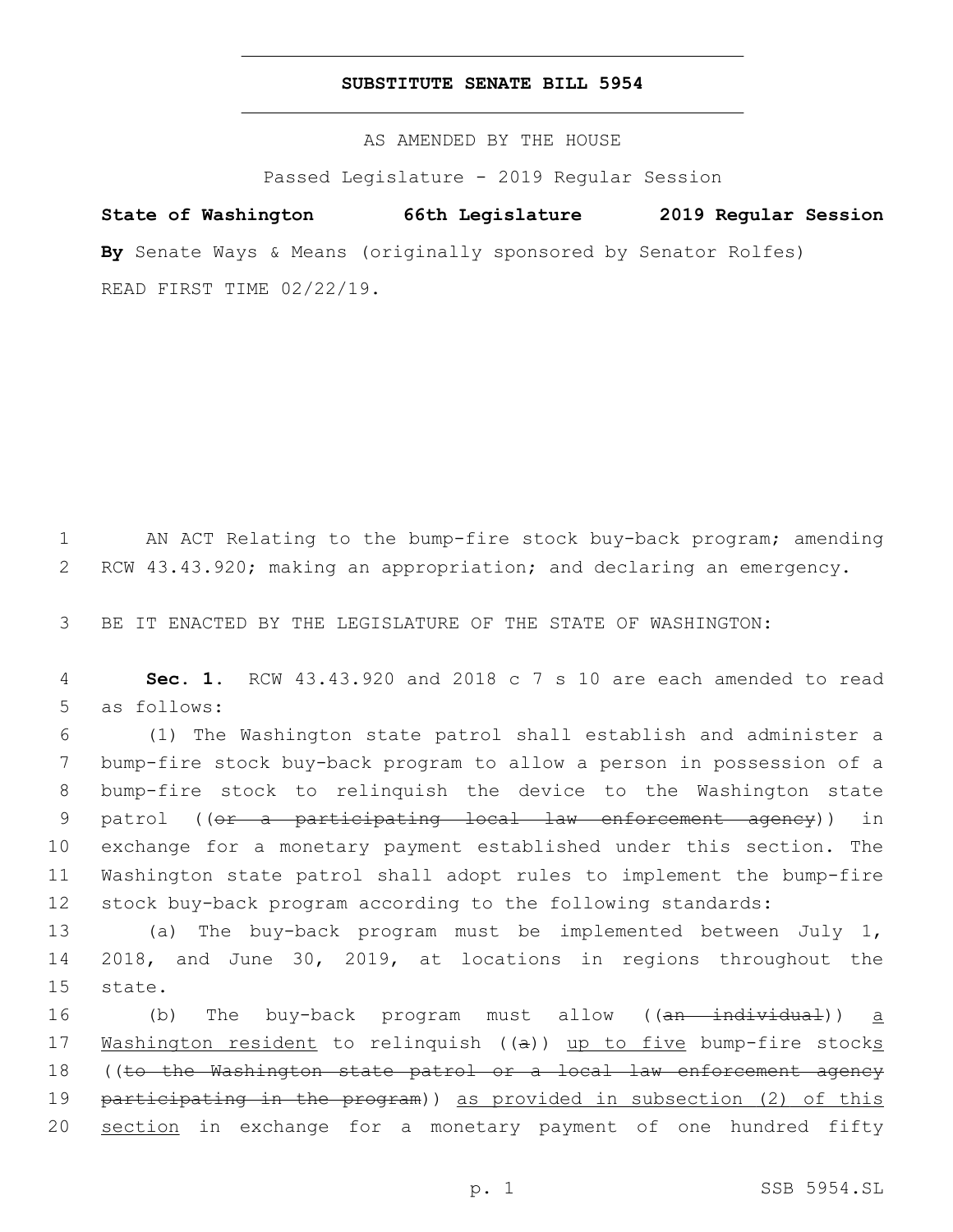# SUBSTITUTE SENATE BILL 5954

AS AMENDED BY THE HOUSE

Passed Legislature - 2019 Regular Session

**State of Washington 66th Legislature 2019 Regular Session**

**By** Senate Ways & Means (originally sponsored by Senator Rolfes)

READ FIRST TIME 02/22/19.

AN ACT Relating to the bump-fire stock buy-back program; amending RCW 43.43.920; making an appropriation; and declaring an emergency.

BE IT ENACTED BY THE LEGISLATURE OF THE STATE OF WASHINGTON:

**Sec. 1.** RCW 43.43.920 and 2018 c 7 s 10 are each amended to read as follows:

(1) The Washington state patrol shall establish and administer a bump-fire stock buy-back program to allow a person in possession of a bump-fire stock to relinquish the device to the Washington state patrol ((~~or a participating local law enforcement agency~~)) in exchange for a monetary payment established under this section. The Washington state patrol shall adopt rules to implement the bump-fire stock buy-back program according to the following standards:

(a) The buy-back program must be implemented between July 1, 2018, and June 30, 2019, at locations in regions throughout the state.

(b) The buy-back program must allow ((~~an individual~~)) <u>a Washington resident</u> to relinquish ((~~a~~)) <u>up to five</u> bump-fire stock<u>s</u> ((~~to the Washington state patrol or a local law enforcement agency participating in the program~~)) <u>as provided in subsection (2) of this section</u> in exchange for a monetary payment of one hundred fifty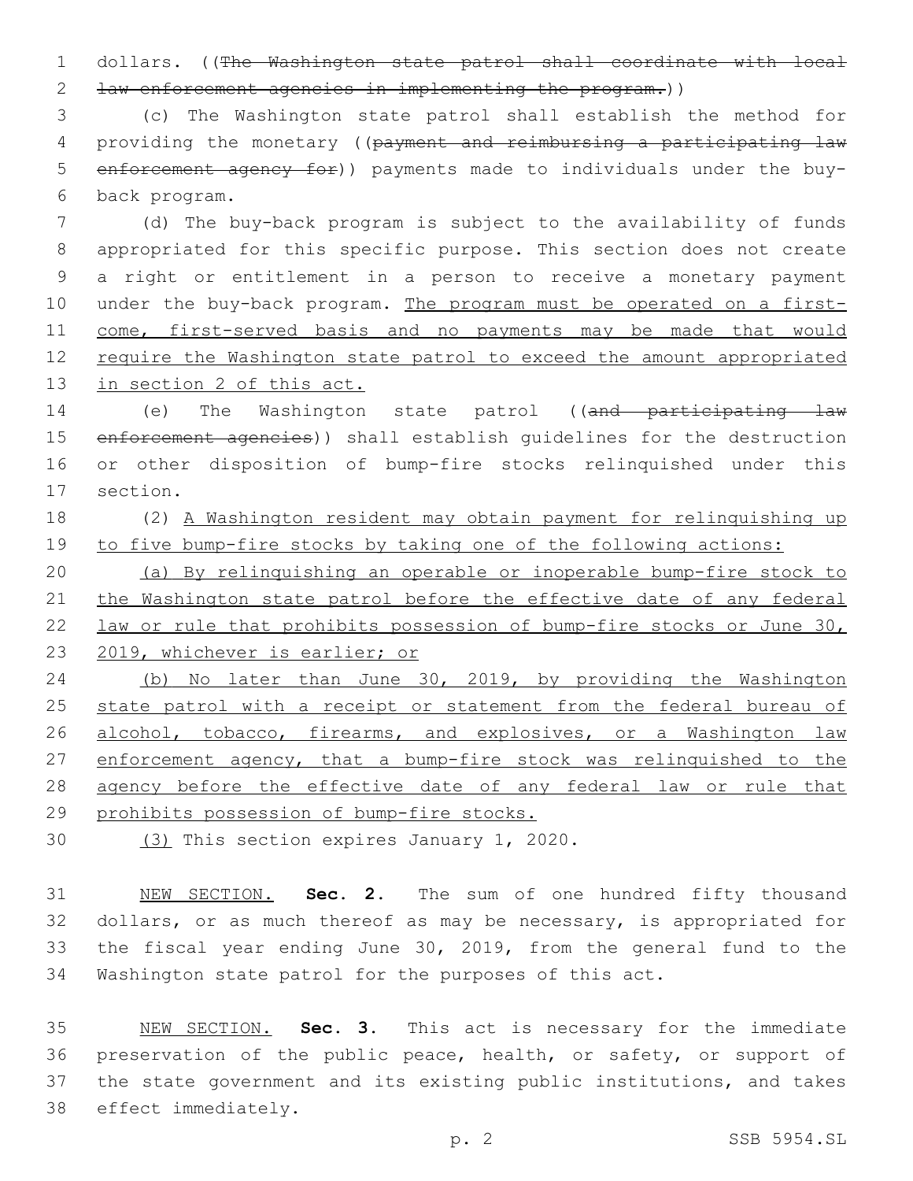dollars. ((~~The Washington state patrol shall coordinate with local law enforcement agencies in implementing the program.~~))

(c) The Washington state patrol shall establish the method for providing the monetary ((~~payment and reimbursing a participating law enforcement agency for~~)) payments made to individuals under the buy-back program.

(d) The buy-back program is subject to the availability of funds appropriated for this specific purpose. This section does not create a right or entitlement in a person to receive a monetary payment under the buy-back program. <u>The program must be operated on a first-come, first-served basis and no payments may be made that would require the Washington state patrol to exceed the amount appropriated in section 2 of this act.</u>

(e) The Washington state patrol ((~~and participating law enforcement agencies~~)) shall establish guidelines for the destruction or other disposition of bump-fire stocks relinquished under this section.

(2) <u>A Washington resident may obtain payment for relinquishing up to five bump-fire stocks by taking one of the following actions:</u>

<u>(a) By relinquishing an operable or inoperable bump-fire stock to the Washington state patrol before the effective date of any federal law or rule that prohibits possession of bump-fire stocks or June 30, 2019, whichever is earlier; or</u>

<u>(b) No later than June 30, 2019, by providing the Washington state patrol with a receipt or statement from the federal bureau of alcohol, tobacco, firearms, and explosives, or a Washington law enforcement agency, that a bump-fire stock was relinquished to the agency before the effective date of any federal law or rule that prohibits possession of bump-fire stocks.</u>

<u>(3)</u> This section expires January 1, 2020.

<u>NEW SECTION.</u> **Sec. 2.** The sum of one hundred fifty thousand dollars, or as much thereof as may be necessary, is appropriated for the fiscal year ending June 30, 2019, from the general fund to the Washington state patrol for the purposes of this act.

<u>NEW SECTION.</u> **Sec. 3.** This act is necessary for the immediate preservation of the public peace, health, or safety, or support of the state government and its existing public institutions, and takes effect immediately.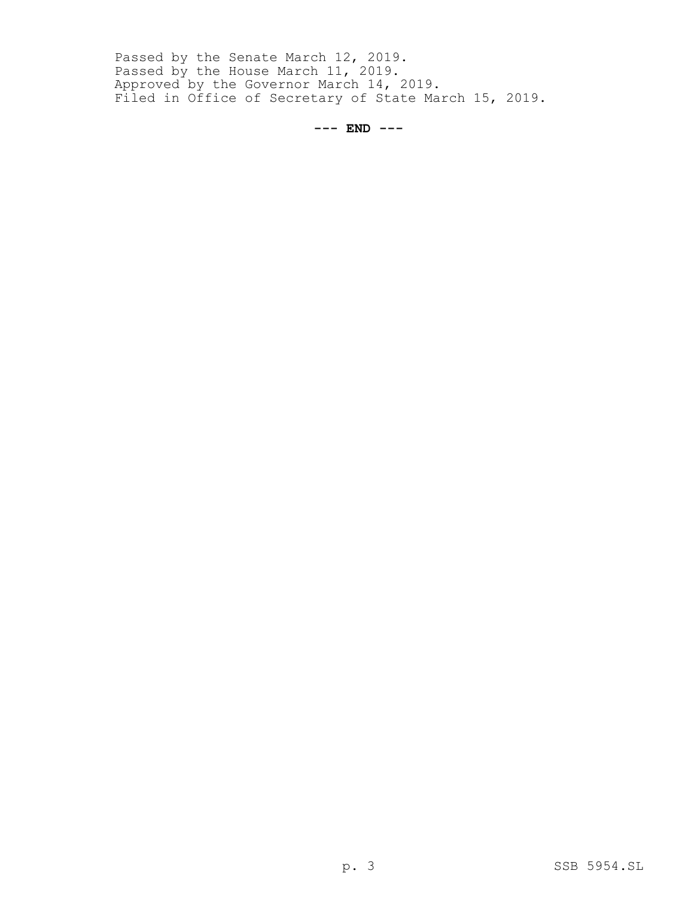Passed by the Senate March 12, 2019.
Passed by the House March 11, 2019.
Approved by the Governor March 14, 2019.
Filed in Office of Secretary of State March 15, 2019.

**--- END ---**